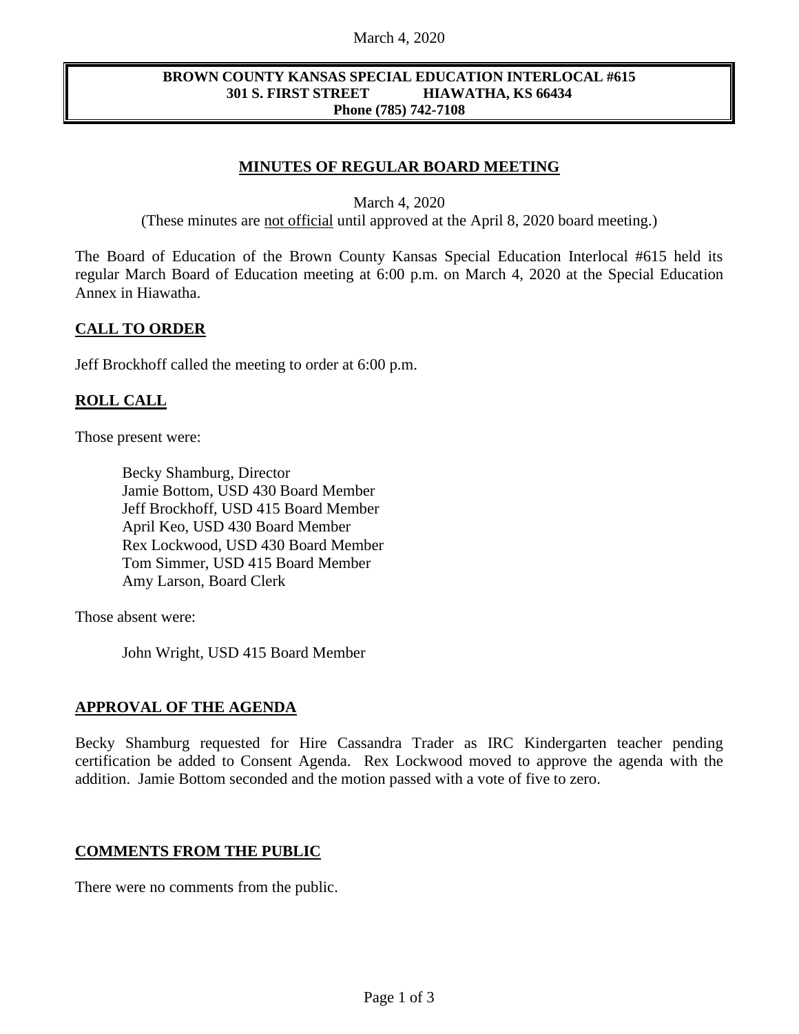**BROWN COUNTY KANSAS SPECIAL EDUCATION INTERLOCAL #615**
**301 S. FIRST STREET HIAWATHA, KS 66434**
**Phone (785) 742-7108**

# MINUTES OF REGULAR BOARD MEETING

March 4, 2020
(These minutes are not official until approved at the April 8, 2020 board meeting.)

The Board of Education of the Brown County Kansas Special Education Interlocal #615 held its regular March Board of Education meeting at 6:00 p.m. on March 4, 2020 at the Special Education Annex in Hiawatha.

## CALL TO ORDER

Jeff Brockhoff called the meeting to order at 6:00 p.m.

## ROLL CALL

Those present were:

Becky Shamburg, Director
Jamie Bottom, USD 430 Board Member
Jeff Brockhoff, USD 415 Board Member
April Keo, USD 430 Board Member
Rex Lockwood, USD 430 Board Member
Tom Simmer, USD 415 Board Member
Amy Larson, Board Clerk

Those absent were:

John Wright, USD 415 Board Member

## APPROVAL OF THE AGENDA

Becky Shamburg requested for Hire Cassandra Trader as IRC Kindergarten teacher pending certification be added to Consent Agenda. Rex Lockwood moved to approve the agenda with the addition. Jamie Bottom seconded and the motion passed with a vote of five to zero.

## COMMENTS FROM THE PUBLIC

There were no comments from the public.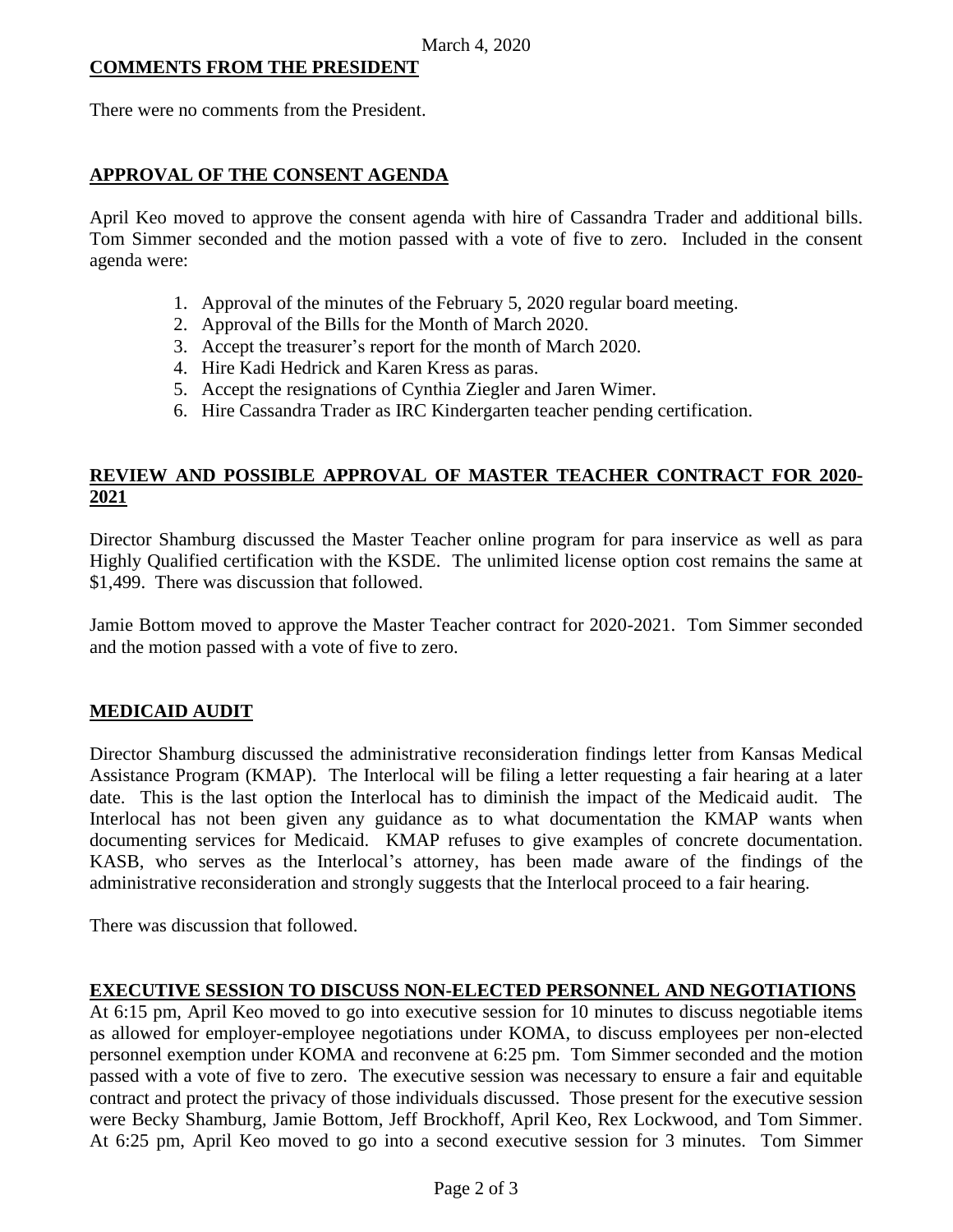March 4, 2020

**COMMENTS FROM THE PRESIDENT**

There were no comments from the President.

**APPROVAL OF THE CONSENT AGENDA**

April Keo moved to approve the consent agenda with hire of Cassandra Trader and additional bills. Tom Simmer seconded and the motion passed with a vote of five to zero. Included in the consent agenda were:

1. Approval of the minutes of the February 5, 2020 regular board meeting.
2. Approval of the Bills for the Month of March 2020.
3. Accept the treasurer's report for the month of March 2020.
4. Hire Kadi Hedrick and Karen Kress as paras.
5. Accept the resignations of Cynthia Ziegler and Jaren Wimer.
6. Hire Cassandra Trader as IRC Kindergarten teacher pending certification.

**REVIEW AND POSSIBLE APPROVAL OF MASTER TEACHER CONTRACT FOR 2020-2021**

Director Shamburg discussed the Master Teacher online program for para inservice as well as para Highly Qualified certification with the KSDE. The unlimited license option cost remains the same at $1,499. There was discussion that followed.

Jamie Bottom moved to approve the Master Teacher contract for 2020-2021. Tom Simmer seconded and the motion passed with a vote of five to zero.

**MEDICAID AUDIT**

Director Shamburg discussed the administrative reconsideration findings letter from Kansas Medical Assistance Program (KMAP). The Interlocal will be filing a letter requesting a fair hearing at a later date. This is the last option the Interlocal has to diminish the impact of the Medicaid audit. The Interlocal has not been given any guidance as to what documentation the KMAP wants when documenting services for Medicaid. KMAP refuses to give examples of concrete documentation. KASB, who serves as the Interlocal's attorney, has been made aware of the findings of the administrative reconsideration and strongly suggests that the Interlocal proceed to a fair hearing.

There was discussion that followed.

**EXECUTIVE SESSION TO DISCUSS NON-ELECTED PERSONNEL AND NEGOTIATIONS**

At 6:15 pm, April Keo moved to go into executive session for 10 minutes to discuss negotiable items as allowed for employer-employee negotiations under KOMA, to discuss employees per non-elected personnel exemption under KOMA and reconvene at 6:25 pm. Tom Simmer seconded and the motion passed with a vote of five to zero. The executive session was necessary to ensure a fair and equitable contract and protect the privacy of those individuals discussed. Those present for the executive session were Becky Shamburg, Jamie Bottom, Jeff Brockhoff, April Keo, Rex Lockwood, and Tom Simmer. At 6:25 pm, April Keo moved to go into a second executive session for 3 minutes. Tom Simmer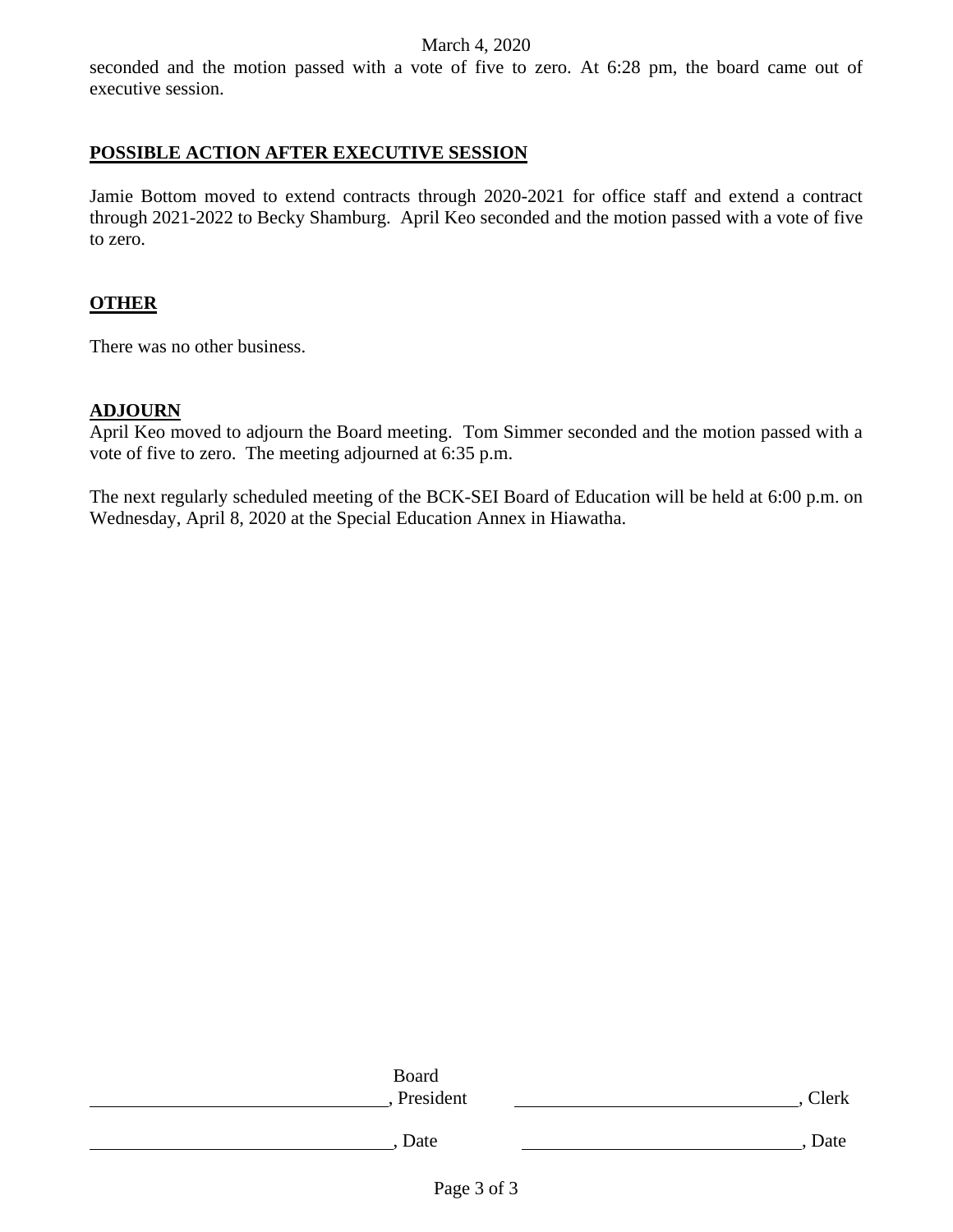seconded and the motion passed with a vote of five to zero. At 6:28 pm, the board came out of executive session.

## POSSIBLE ACTION AFTER EXECUTIVE SESSION

Jamie Bottom moved to extend contracts through 2020-2021 for office staff and extend a contract through 2021-2022 to Becky Shamburg. April Keo seconded and the motion passed with a vote of five to zero.

## OTHER

There was no other business.

## ADJOURN

April Keo moved to adjourn the Board meeting. Tom Simmer seconded and the motion passed with a vote of five to zero. The meeting adjourned at 6:35 p.m.

The next regularly scheduled meeting of the BCK-SEI Board of Education will be held at 6:00 p.m. on Wednesday, April 8, 2020 at the Special Education Annex in Hiawatha.

\_\_\_\_\_\_\_\_\_\_\_\_\_\_\_\_\_\_\_\_\_\_\_\_\_\_\_\_\_\_\_\_, Board President　　\_\_\_\_\_\_\_\_\_\_\_\_\_\_\_\_\_\_\_\_\_\_\_\_\_\_\_\_\_\_\_\_, Clerk

\_\_\_\_\_\_\_\_\_\_\_\_\_\_\_\_\_\_\_\_\_\_\_\_\_\_\_\_\_\_\_\_, Date　　\_\_\_\_\_\_\_\_\_\_\_\_\_\_\_\_\_\_\_\_\_\_\_\_\_\_\_\_\_\_\_\_, Date